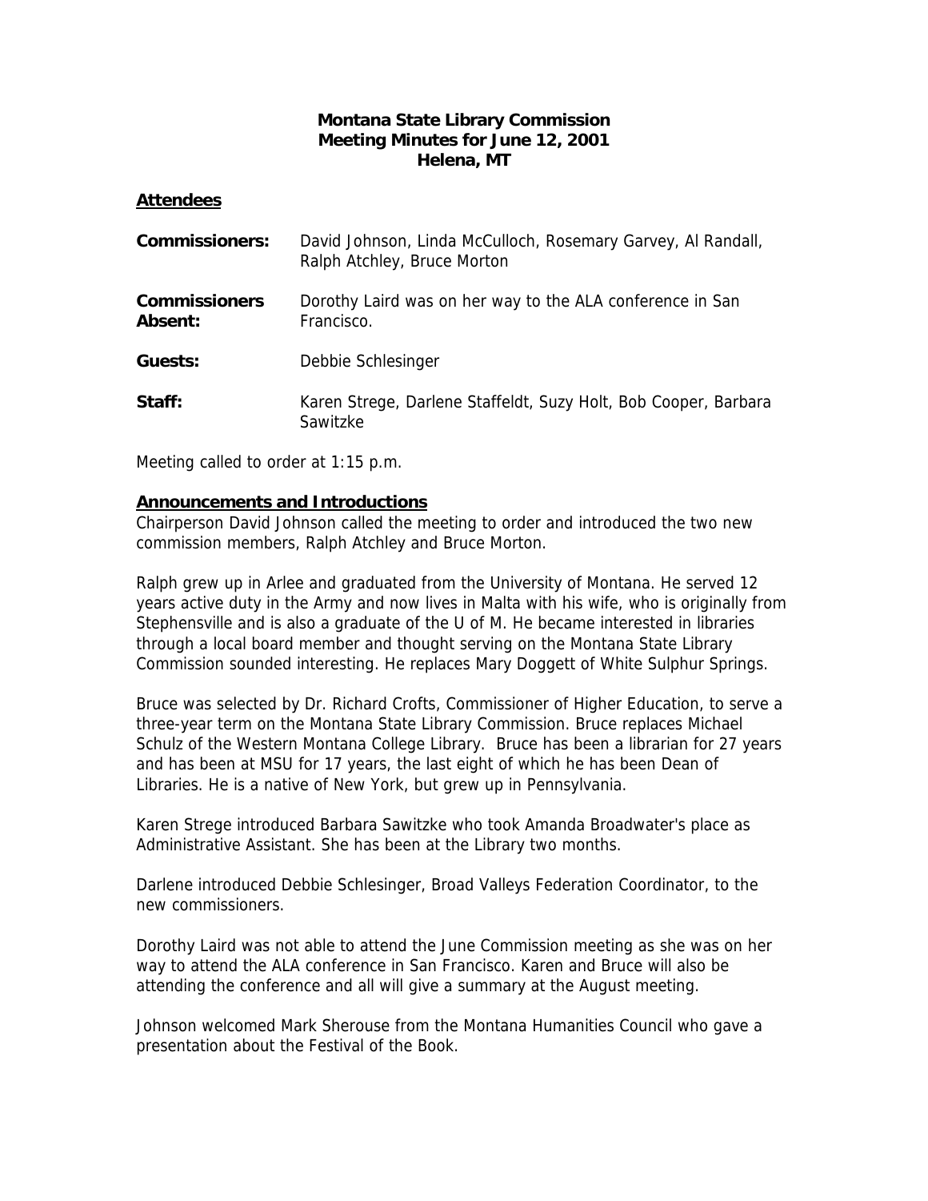# Montana State Library Commission
## Meeting Minutes for June 12, 2001
## Helena, MT

### Attendees

| | |
|---|---|
| **Commissioners:** | David Johnson, Linda McCulloch, Rosemary Garvey, Al Randall, Ralph Atchley, Bruce Morton |
| **Commissioners Absent:** | Dorothy Laird was on her way to the ALA conference in San Francisco. |
| **Guests:** | Debbie Schlesinger |
| **Staff:** | Karen Strege, Darlene Staffeldt, Suzy Holt, Bob Cooper, Barbara Sawitzke |

Meeting called to order at 1:15 p.m.

### Announcements and Introductions

Chairperson David Johnson called the meeting to order and introduced the two new commission members, Ralph Atchley and Bruce Morton.

Ralph grew up in Arlee and graduated from the University of Montana. He served 12 years active duty in the Army and now lives in Malta with his wife, who is originally from Stephensville and is also a graduate of the U of M. He became interested in libraries through a local board member and thought serving on the Montana State Library Commission sounded interesting. He replaces Mary Doggett of White Sulphur Springs.

Bruce was selected by Dr. Richard Crofts, Commissioner of Higher Education, to serve a three-year term on the Montana State Library Commission. Bruce replaces Michael Schulz of the Western Montana College Library. Bruce has been a librarian for 27 years and has been at MSU for 17 years, the last eight of which he has been Dean of Libraries. He is a native of New York, but grew up in Pennsylvania.

Karen Strege introduced Barbara Sawitzke who took Amanda Broadwater's place as Administrative Assistant. She has been at the Library two months.

Darlene introduced Debbie Schlesinger, Broad Valleys Federation Coordinator, to the new commissioners.

Dorothy Laird was not able to attend the June Commission meeting as she was on her way to attend the ALA conference in San Francisco. Karen and Bruce will also be attending the conference and all will give a summary at the August meeting.

Johnson welcomed Mark Sherouse from the Montana Humanities Council who gave a presentation about the Festival of the Book.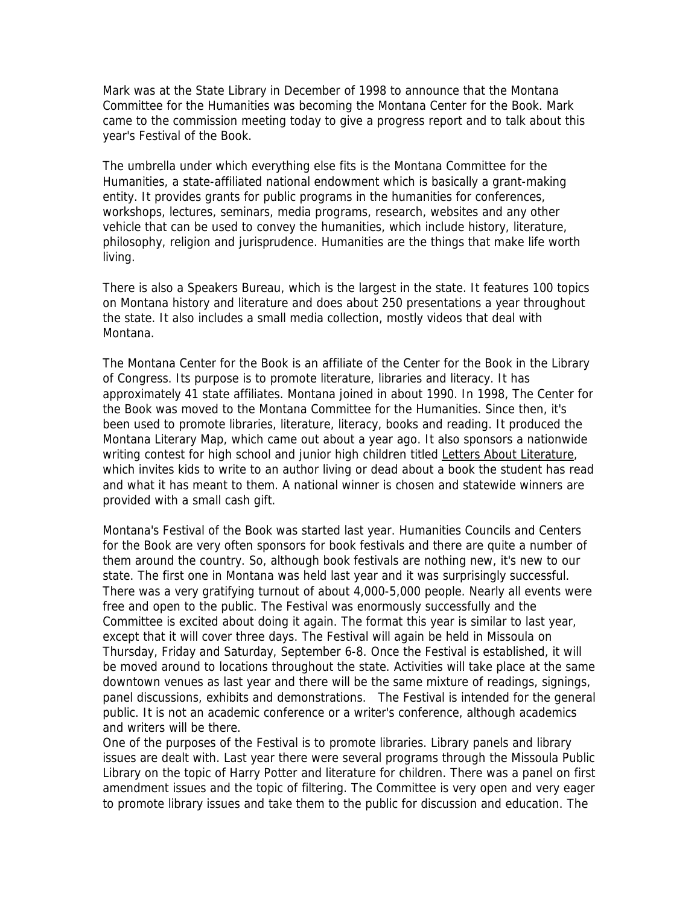Mark was at the State Library in December of 1998 to announce that the Montana Committee for the Humanities was becoming the Montana Center for the Book. Mark came to the commission meeting today to give a progress report and to talk about this year's Festival of the Book.

The umbrella under which everything else fits is the Montana Committee for the Humanities, a state-affiliated national endowment which is basically a grant-making entity. It provides grants for public programs in the humanities for conferences, workshops, lectures, seminars, media programs, research, websites and any other vehicle that can be used to convey the humanities, which include history, literature, philosophy, religion and jurisprudence. Humanities are the things that make life worth living.

There is also a Speakers Bureau, which is the largest in the state. It features 100 topics on Montana history and literature and does about 250 presentations a year throughout the state. It also includes a small media collection, mostly videos that deal with Montana.

The Montana Center for the Book is an affiliate of the Center for the Book in the Library of Congress. Its purpose is to promote literature, libraries and literacy. It has approximately 41 state affiliates. Montana joined in about 1990. In 1998, The Center for the Book was moved to the Montana Committee for the Humanities. Since then, it's been used to promote libraries, literature, literacy, books and reading. It produced the Montana Literary Map, which came out about a year ago. It also sponsors a nationwide writing contest for high school and junior high children titled Letters About Literature, which invites kids to write to an author living or dead about a book the student has read and what it has meant to them. A national winner is chosen and statewide winners are provided with a small cash gift.

Montana's Festival of the Book was started last year. Humanities Councils and Centers for the Book are very often sponsors for book festivals and there are quite a number of them around the country. So, although book festivals are nothing new, it's new to our state. The first one in Montana was held last year and it was surprisingly successful. There was a very gratifying turnout of about 4,000-5,000 people. Nearly all events were free and open to the public. The Festival was enormously successfully and the Committee is excited about doing it again. The format this year is similar to last year, except that it will cover three days. The Festival will again be held in Missoula on Thursday, Friday and Saturday, September 6-8. Once the Festival is established, it will be moved around to locations throughout the state. Activities will take place at the same downtown venues as last year and there will be the same mixture of readings, signings, panel discussions, exhibits and demonstrations. The Festival is intended for the general public. It is not an academic conference or a writer's conference, although academics and writers will be there.

One of the purposes of the Festival is to promote libraries. Library panels and library issues are dealt with. Last year there were several programs through the Missoula Public Library on the topic of Harry Potter and literature for children. There was a panel on first amendment issues and the topic of filtering. The Committee is very open and very eager to promote library issues and take them to the public for discussion and education. The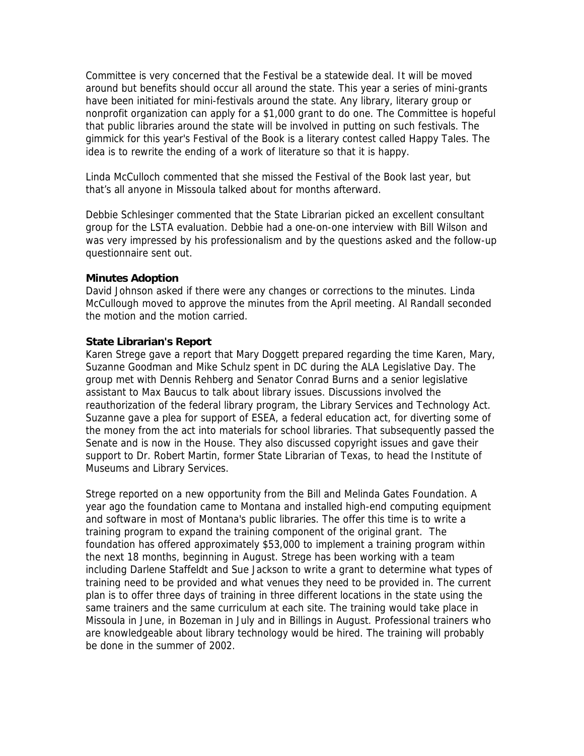Committee is very concerned that the Festival be a statewide deal. It will be moved around but benefits should occur all around the state. This year a series of mini-grants have been initiated for mini-festivals around the state. Any library, literary group or nonprofit organization can apply for a $1,000 grant to do one. The Committee is hopeful that public libraries around the state will be involved in putting on such festivals. The gimmick for this year's Festival of the Book is a literary contest called Happy Tales. The idea is to rewrite the ending of a work of literature so that it is happy.

Linda McCulloch commented that she missed the Festival of the Book last year, but that's all anyone in Missoula talked about for months afterward.

Debbie Schlesinger commented that the State Librarian picked an excellent consultant group for the LSTA evaluation. Debbie had a one-on-one interview with Bill Wilson and was very impressed by his professionalism and by the questions asked and the follow-up questionnaire sent out.

**Minutes Adoption**
David Johnson asked if there were any changes or corrections to the minutes. Linda McCullough moved to approve the minutes from the April meeting. Al Randall seconded the motion and the motion carried.

**State Librarian's Report**
Karen Strege gave a report that Mary Doggett prepared regarding the time Karen, Mary, Suzanne Goodman and Mike Schulz spent in DC during the ALA Legislative Day. The group met with Dennis Rehberg and Senator Conrad Burns and a senior legislative assistant to Max Baucus to talk about library issues. Discussions involved the reauthorization of the federal library program, the Library Services and Technology Act. Suzanne gave a plea for support of ESEA, a federal education act, for diverting some of the money from the act into materials for school libraries. That subsequently passed the Senate and is now in the House. They also discussed copyright issues and gave their support to Dr. Robert Martin, former State Librarian of Texas, to head the Institute of Museums and Library Services.

Strege reported on a new opportunity from the Bill and Melinda Gates Foundation. A year ago the foundation came to Montana and installed high-end computing equipment and software in most of Montana's public libraries. The offer this time is to write a training program to expand the training component of the original grant. The foundation has offered approximately $53,000 to implement a training program within the next 18 months, beginning in August. Strege has been working with a team including Darlene Staffeldt and Sue Jackson to write a grant to determine what types of training need to be provided and what venues they need to be provided in. The current plan is to offer three days of training in three different locations in the state using the same trainers and the same curriculum at each site. The training would take place in Missoula in June, in Bozeman in July and in Billings in August. Professional trainers who are knowledgeable about library technology would be hired. The training will probably be done in the summer of 2002.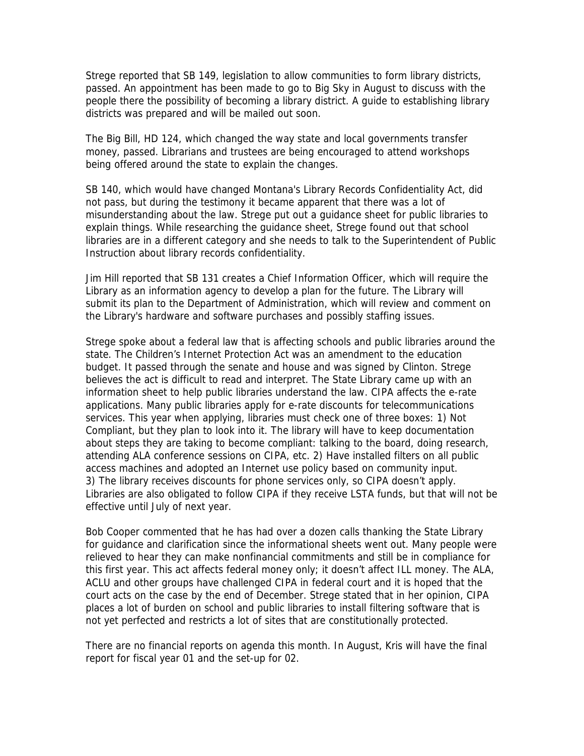Strege reported that SB 149, legislation to allow communities to form library districts, passed. An appointment has been made to go to Big Sky in August to discuss with the people there the possibility of becoming a library district. A guide to establishing library districts was prepared and will be mailed out soon.

The Big Bill, HD 124, which changed the way state and local governments transfer money, passed. Librarians and trustees are being encouraged to attend workshops being offered around the state to explain the changes.

SB 140, which would have changed Montana's Library Records Confidentiality Act, did not pass, but during the testimony it became apparent that there was a lot of misunderstanding about the law. Strege put out a guidance sheet for public libraries to explain things. While researching the guidance sheet, Strege found out that school libraries are in a different category and she needs to talk to the Superintendent of Public Instruction about library records confidentiality.

Jim Hill reported that SB 131 creates a Chief Information Officer, which will require the Library as an information agency to develop a plan for the future. The Library will submit its plan to the Department of Administration, which will review and comment on the Library's hardware and software purchases and possibly staffing issues.

Strege spoke about a federal law that is affecting schools and public libraries around the state. The Children's Internet Protection Act was an amendment to the education budget. It passed through the senate and house and was signed by Clinton. Strege believes the act is difficult to read and interpret. The State Library came up with an information sheet to help public libraries understand the law. CIPA affects the e-rate applications. Many public libraries apply for e-rate discounts for telecommunications services. This year when applying, libraries must check one of three boxes: 1) Not Compliant, but they plan to look into it. The library will have to keep documentation about steps they are taking to become compliant: talking to the board, doing research, attending ALA conference sessions on CIPA, etc. 2) Have installed filters on all public access machines and adopted an Internet use policy based on community input. 3) The library receives discounts for phone services only, so CIPA doesn't apply. Libraries are also obligated to follow CIPA if they receive LSTA funds, but that will not be effective until July of next year.

Bob Cooper commented that he has had over a dozen calls thanking the State Library for guidance and clarification since the informational sheets went out. Many people were relieved to hear they can make nonfinancial commitments and still be in compliance for this first year. This act affects federal money only; it doesn't affect ILL money. The ALA, ACLU and other groups have challenged CIPA in federal court and it is hoped that the court acts on the case by the end of December. Strege stated that in her opinion, CIPA places a lot of burden on school and public libraries to install filtering software that is not yet perfected and restricts a lot of sites that are constitutionally protected.

There are no financial reports on agenda this month. In August, Kris will have the final report for fiscal year 01 and the set-up for 02.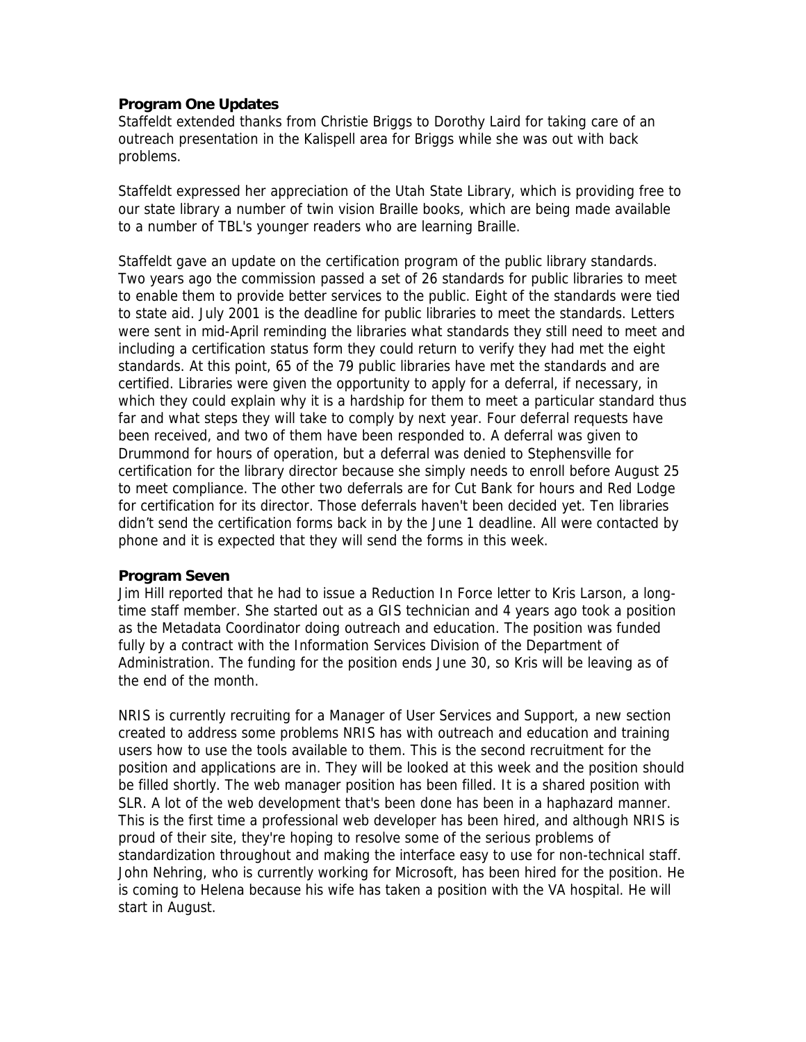### Program One Updates

Staffeldt extended thanks from Christie Briggs to Dorothy Laird for taking care of an outreach presentation in the Kalispell area for Briggs while she was out with back problems.

Staffeldt expressed her appreciation of the Utah State Library, which is providing free to our state library a number of twin vision Braille books, which are being made available to a number of TBL's younger readers who are learning Braille.

Staffeldt gave an update on the certification program of the public library standards. Two years ago the commission passed a set of 26 standards for public libraries to meet to enable them to provide better services to the public. Eight of the standards were tied to state aid. July 2001 is the deadline for public libraries to meet the standards. Letters were sent in mid-April reminding the libraries what standards they still need to meet and including a certification status form they could return to verify they had met the eight standards. At this point, 65 of the 79 public libraries have met the standards and are certified. Libraries were given the opportunity to apply for a deferral, if necessary, in which they could explain why it is a hardship for them to meet a particular standard thus far and what steps they will take to comply by next year. Four deferral requests have been received, and two of them have been responded to. A deferral was given to Drummond for hours of operation, but a deferral was denied to Stephensville for certification for the library director because she simply needs to enroll before August 25 to meet compliance. The other two deferrals are for Cut Bank for hours and Red Lodge for certification for its director. Those deferrals haven't been decided yet. Ten libraries didn't send the certification forms back in by the June 1 deadline. All were contacted by phone and it is expected that they will send the forms in this week.

### Program Seven

Jim Hill reported that he had to issue a Reduction In Force letter to Kris Larson, a long-time staff member. She started out as a GIS technician and 4 years ago took a position as the Metadata Coordinator doing outreach and education. The position was funded fully by a contract with the Information Services Division of the Department of Administration. The funding for the position ends June 30, so Kris will be leaving as of the end of the month.

NRIS is currently recruiting for a Manager of User Services and Support, a new section created to address some problems NRIS has with outreach and education and training users how to use the tools available to them. This is the second recruitment for the position and applications are in. They will be looked at this week and the position should be filled shortly. The web manager position has been filled. It is a shared position with SLR. A lot of the web development that's been done has been in a haphazard manner. This is the first time a professional web developer has been hired, and although NRIS is proud of their site, they're hoping to resolve some of the serious problems of standardization throughout and making the interface easy to use for non-technical staff. John Nehring, who is currently working for Microsoft, has been hired for the position. He is coming to Helena because his wife has taken a position with the VA hospital. He will start in August.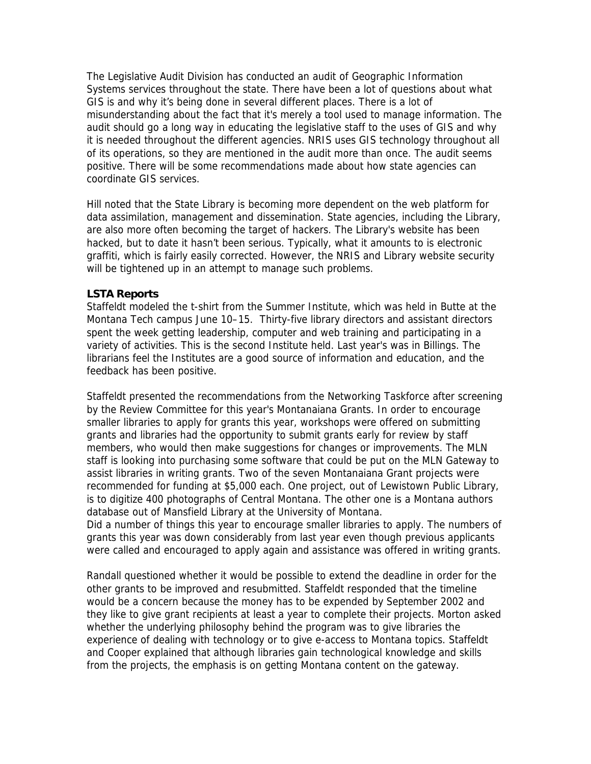The Legislative Audit Division has conducted an audit of Geographic Information Systems services throughout the state. There have been a lot of questions about what GIS is and why it's being done in several different places. There is a lot of misunderstanding about the fact that it's merely a tool used to manage information. The audit should go a long way in educating the legislative staff to the uses of GIS and why it is needed throughout the different agencies. NRIS uses GIS technology throughout all of its operations, so they are mentioned in the audit more than once. The audit seems positive. There will be some recommendations made about how state agencies can coordinate GIS services.

Hill noted that the State Library is becoming more dependent on the web platform for data assimilation, management and dissemination. State agencies, including the Library, are also more often becoming the target of hackers. The Library's website has been hacked, but to date it hasn't been serious. Typically, what it amounts to is electronic graffiti, which is fairly easily corrected. However, the NRIS and Library website security will be tightened up in an attempt to manage such problems.

**LSTA Reports**

Staffeldt modeled the t-shirt from the Summer Institute, which was held in Butte at the Montana Tech campus June 10–15. Thirty-five library directors and assistant directors spent the week getting leadership, computer and web training and participating in a variety of activities. This is the second Institute held. Last year's was in Billings. The librarians feel the Institutes are a good source of information and education, and the feedback has been positive.

Staffeldt presented the recommendations from the Networking Taskforce after screening by the Review Committee for this year's Montanaiana Grants. In order to encourage smaller libraries to apply for grants this year, workshops were offered on submitting grants and libraries had the opportunity to submit grants early for review by staff members, who would then make suggestions for changes or improvements. The MLN staff is looking into purchasing some software that could be put on the MLN Gateway to assist libraries in writing grants. Two of the seven Montanaiana Grant projects were recommended for funding at $5,000 each. One project, out of Lewistown Public Library, is to digitize 400 photographs of Central Montana. The other one is a Montana authors database out of Mansfield Library at the University of Montana.
Did a number of things this year to encourage smaller libraries to apply. The numbers of grants this year was down considerably from last year even though previous applicants were called and encouraged to apply again and assistance was offered in writing grants.

Randall questioned whether it would be possible to extend the deadline in order for the other grants to be improved and resubmitted. Staffeldt responded that the timeline would be a concern because the money has to be expended by September 2002 and they like to give grant recipients at least a year to complete their projects. Morton asked whether the underlying philosophy behind the program was to give libraries the experience of dealing with technology or to give e-access to Montana topics. Staffeldt and Cooper explained that although libraries gain technological knowledge and skills from the projects, the emphasis is on getting Montana content on the gateway.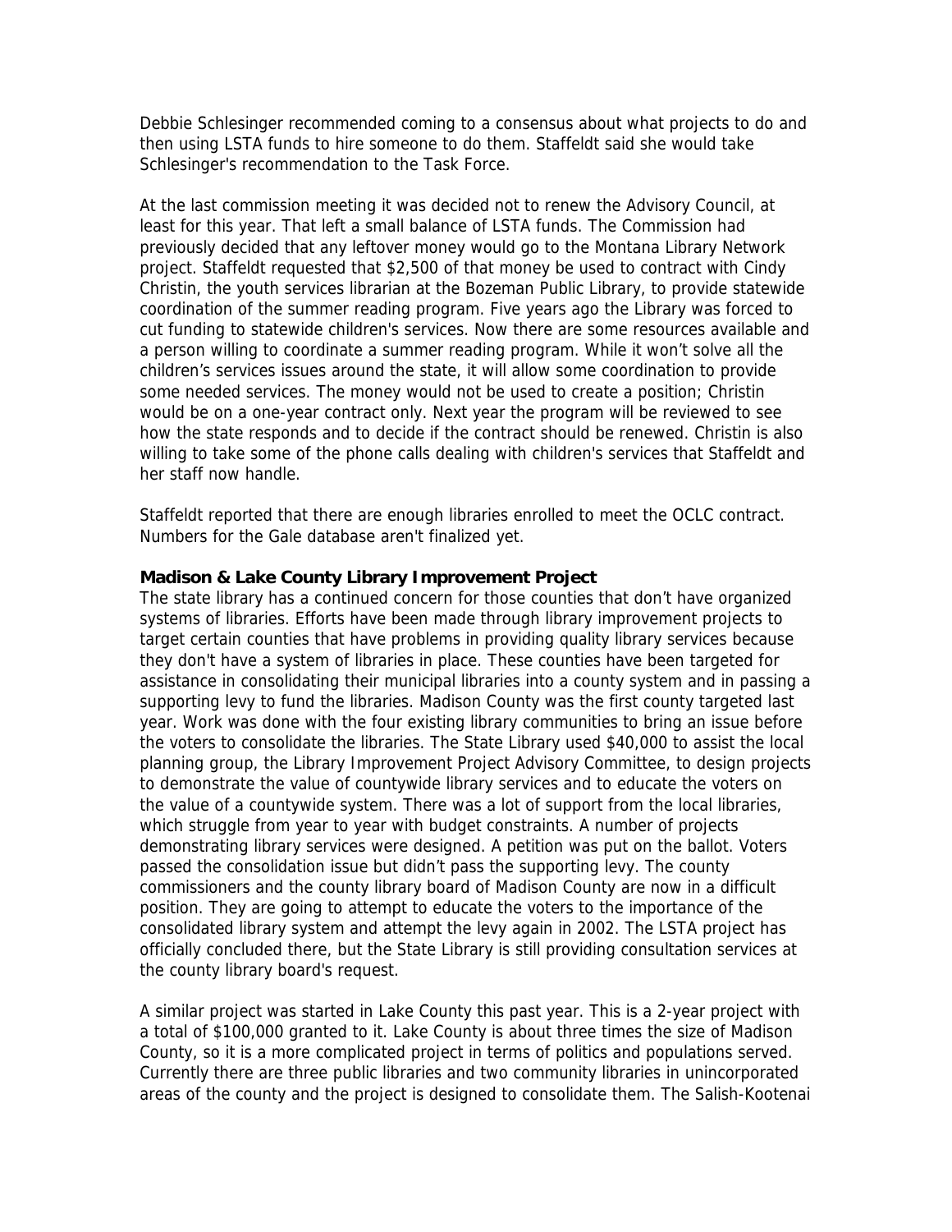Debbie Schlesinger recommended coming to a consensus about what projects to do and then using LSTA funds to hire someone to do them. Staffeldt said she would take Schlesinger's recommendation to the Task Force.

At the last commission meeting it was decided not to renew the Advisory Council, at least for this year. That left a small balance of LSTA funds. The Commission had previously decided that any leftover money would go to the Montana Library Network project. Staffeldt requested that $2,500 of that money be used to contract with Cindy Christin, the youth services librarian at the Bozeman Public Library, to provide statewide coordination of the summer reading program. Five years ago the Library was forced to cut funding to statewide children's services. Now there are some resources available and a person willing to coordinate a summer reading program. While it won't solve all the children's services issues around the state, it will allow some coordination to provide some needed services. The money would not be used to create a position; Christin would be on a one-year contract only. Next year the program will be reviewed to see how the state responds and to decide if the contract should be renewed. Christin is also willing to take some of the phone calls dealing with children's services that Staffeldt and her staff now handle.

Staffeldt reported that there are enough libraries enrolled to meet the OCLC contract. Numbers for the Gale database aren't finalized yet.

**Madison & Lake County Library Improvement Project**

The state library has a continued concern for those counties that don't have organized systems of libraries. Efforts have been made through library improvement projects to target certain counties that have problems in providing quality library services because they don't have a system of libraries in place. These counties have been targeted for assistance in consolidating their municipal libraries into a county system and in passing a supporting levy to fund the libraries. Madison County was the first county targeted last year. Work was done with the four existing library communities to bring an issue before the voters to consolidate the libraries. The State Library used $40,000 to assist the local planning group, the Library Improvement Project Advisory Committee, to design projects to demonstrate the value of countywide library services and to educate the voters on the value of a countywide system. There was a lot of support from the local libraries, which struggle from year to year with budget constraints. A number of projects demonstrating library services were designed. A petition was put on the ballot. Voters passed the consolidation issue but didn't pass the supporting levy. The county commissioners and the county library board of Madison County are now in a difficult position. They are going to attempt to educate the voters to the importance of the consolidated library system and attempt the levy again in 2002. The LSTA project has officially concluded there, but the State Library is still providing consultation services at the county library board's request.

A similar project was started in Lake County this past year. This is a 2-year project with a total of $100,000 granted to it. Lake County is about three times the size of Madison County, so it is a more complicated project in terms of politics and populations served. Currently there are three public libraries and two community libraries in unincorporated areas of the county and the project is designed to consolidate them. The Salish-Kootenai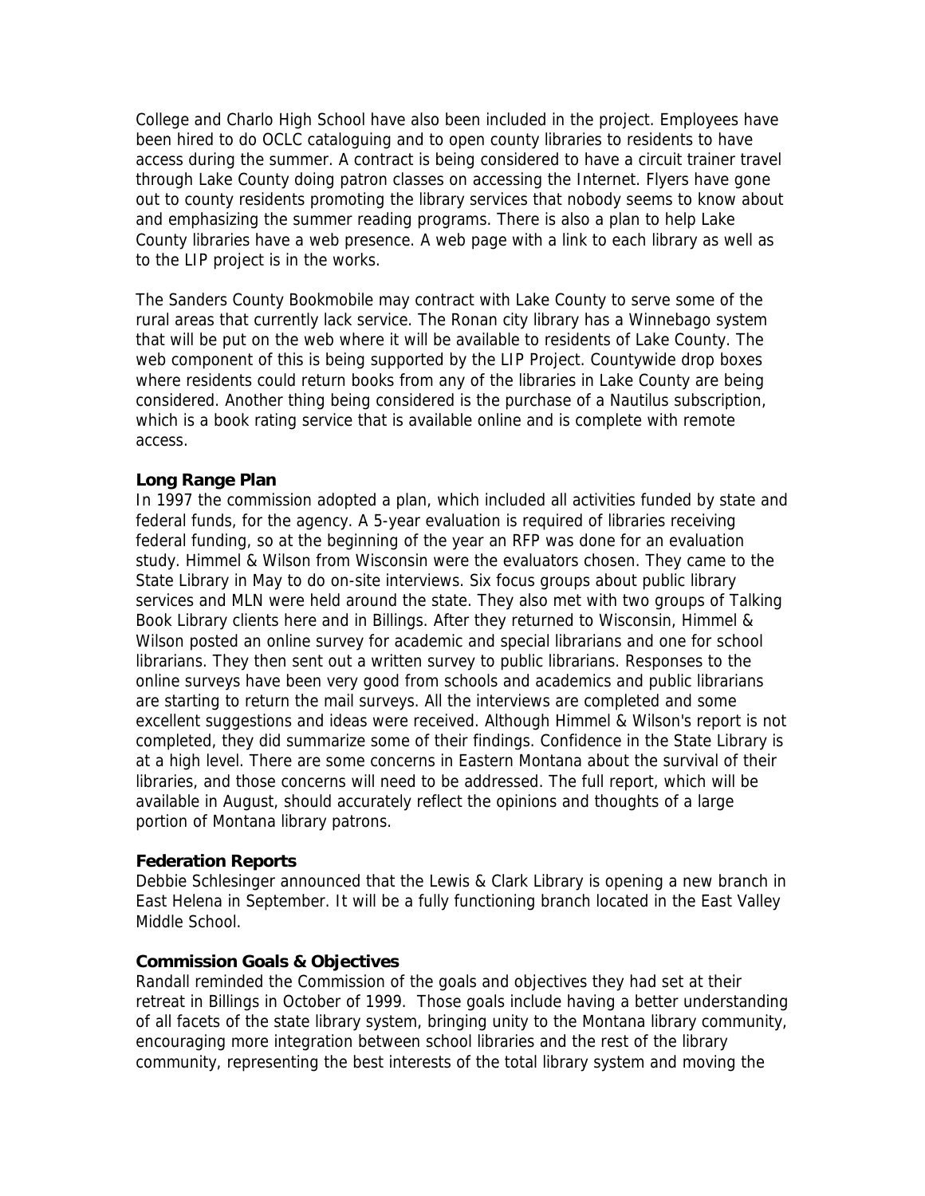College and Charlo High School have also been included in the project. Employees have been hired to do OCLC cataloguing and to open county libraries to residents to have access during the summer. A contract is being considered to have a circuit trainer travel through Lake County doing patron classes on accessing the Internet. Flyers have gone out to county residents promoting the library services that nobody seems to know about and emphasizing the summer reading programs. There is also a plan to help Lake County libraries have a web presence. A web page with a link to each library as well as to the LIP project is in the works.

The Sanders County Bookmobile may contract with Lake County to serve some of the rural areas that currently lack service. The Ronan city library has a Winnebago system that will be put on the web where it will be available to residents of Lake County. The web component of this is being supported by the LIP Project. Countywide drop boxes where residents could return books from any of the libraries in Lake County are being considered. Another thing being considered is the purchase of a Nautilus subscription, which is a book rating service that is available online and is complete with remote access.

**Long Range Plan**

In 1997 the commission adopted a plan, which included all activities funded by state and federal funds, for the agency. A 5-year evaluation is required of libraries receiving federal funding, so at the beginning of the year an RFP was done for an evaluation study. Himmel & Wilson from Wisconsin were the evaluators chosen. They came to the State Library in May to do on-site interviews. Six focus groups about public library services and MLN were held around the state. They also met with two groups of Talking Book Library clients here and in Billings. After they returned to Wisconsin, Himmel & Wilson posted an online survey for academic and special librarians and one for school librarians. They then sent out a written survey to public librarians. Responses to the online surveys have been very good from schools and academics and public librarians are starting to return the mail surveys. All the interviews are completed and some excellent suggestions and ideas were received. Although Himmel & Wilson's report is not completed, they did summarize some of their findings. Confidence in the State Library is at a high level. There are some concerns in Eastern Montana about the survival of their libraries, and those concerns will need to be addressed. The full report, which will be available in August, should accurately reflect the opinions and thoughts of a large portion of Montana library patrons.

**Federation Reports**

Debbie Schlesinger announced that the Lewis & Clark Library is opening a new branch in East Helena in September. It will be a fully functioning branch located in the East Valley Middle School.

**Commission Goals & Objectives**

Randall reminded the Commission of the goals and objectives they had set at their retreat in Billings in October of 1999. Those goals include having a better understanding of all facets of the state library system, bringing unity to the Montana library community, encouraging more integration between school libraries and the rest of the library community, representing the best interests of the total library system and moving the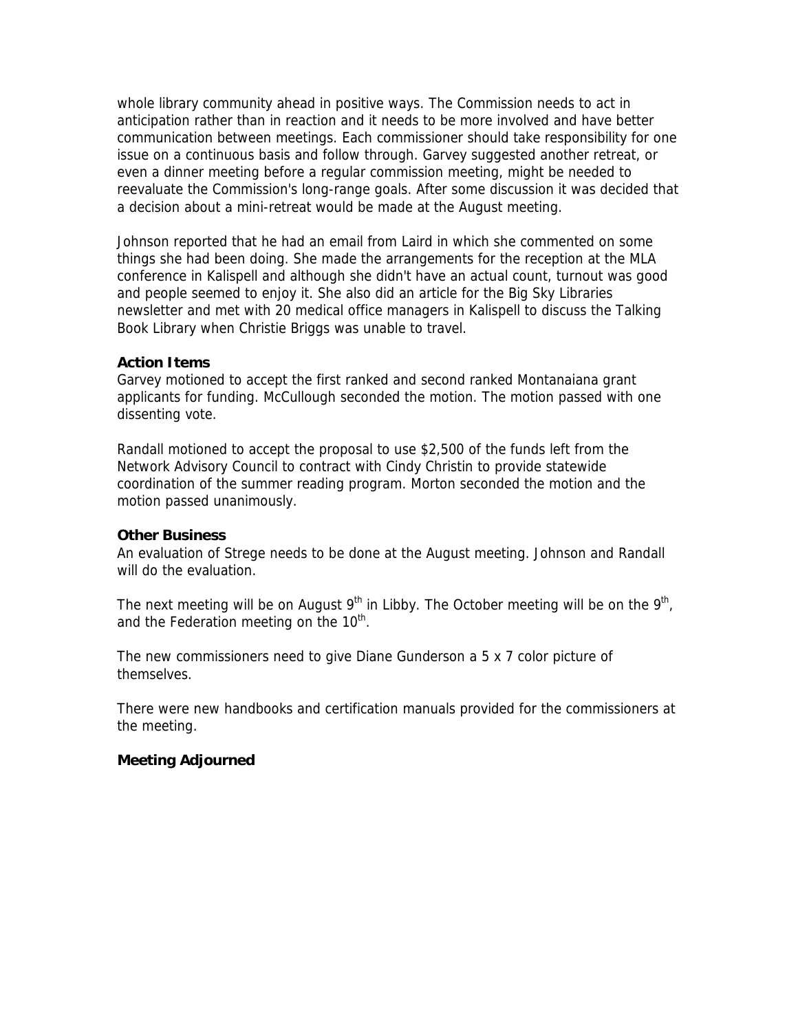whole library community ahead in positive ways. The Commission needs to act in anticipation rather than in reaction and it needs to be more involved and have better communication between meetings. Each commissioner should take responsibility for one issue on a continuous basis and follow through. Garvey suggested another retreat, or even a dinner meeting before a regular commission meeting, might be needed to reevaluate the Commission's long-range goals. After some discussion it was decided that a decision about a mini-retreat would be made at the August meeting.

Johnson reported that he had an email from Laird in which she commented on some things she had been doing. She made the arrangements for the reception at the MLA conference in Kalispell and although she didn't have an actual count, turnout was good and people seemed to enjoy it. She also did an article for the Big Sky Libraries newsletter and met with 20 medical office managers in Kalispell to discuss the Talking Book Library when Christie Briggs was unable to travel.

**Action Items**

Garvey motioned to accept the first ranked and second ranked Montanaiana grant applicants for funding. McCullough seconded the motion. The motion passed with one dissenting vote.

Randall motioned to accept the proposal to use $2,500 of the funds left from the Network Advisory Council to contract with Cindy Christin to provide statewide coordination of the summer reading program. Morton seconded the motion and the motion passed unanimously.

**Other Business**

An evaluation of Strege needs to be done at the August meeting. Johnson and Randall will do the evaluation.

The next meeting will be on August 9th in Libby. The October meeting will be on the 9th, and the Federation meeting on the 10th.

The new commissioners need to give Diane Gunderson a 5 x 7 color picture of themselves.

There were new handbooks and certification manuals provided for the commissioners at the meeting.

**Meeting Adjourned**